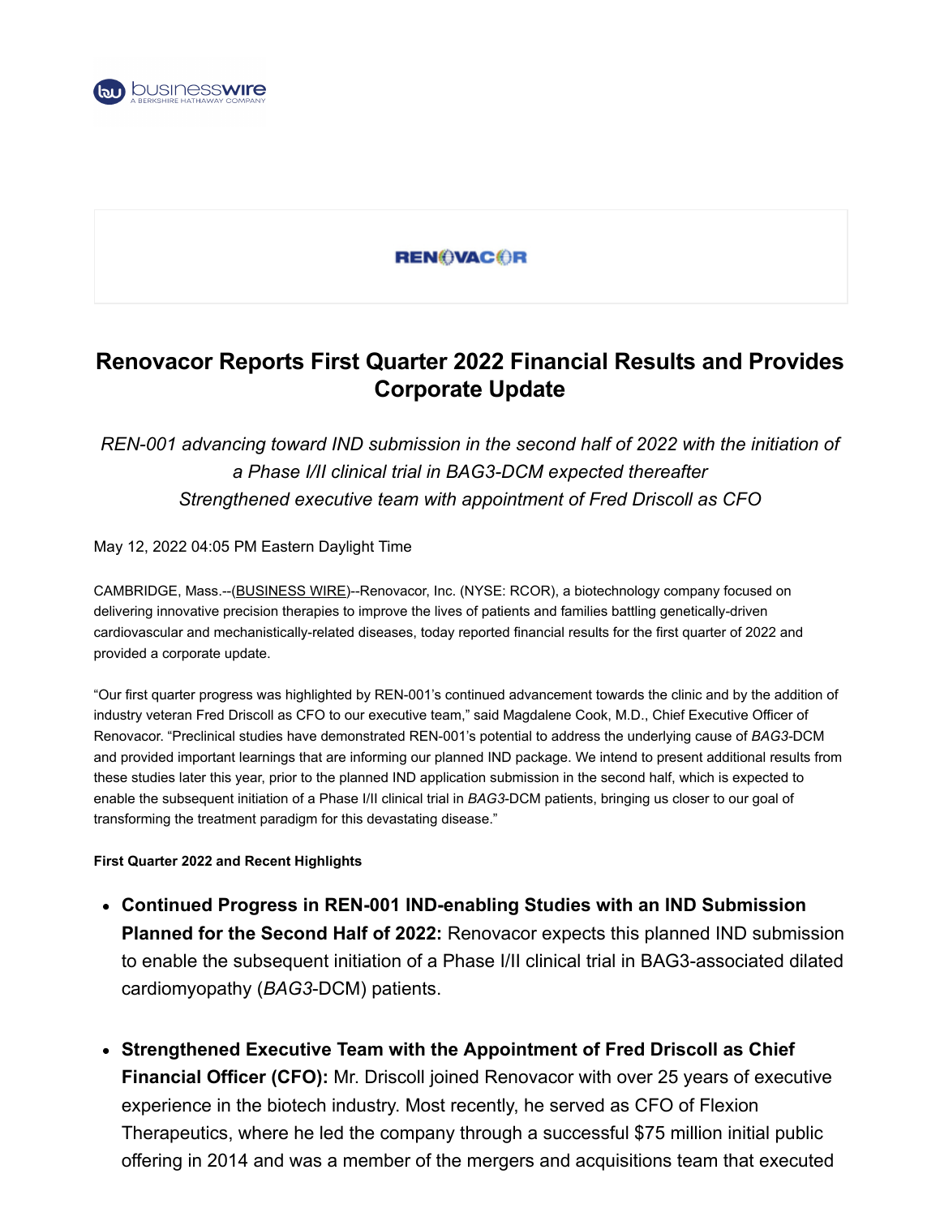# Renovacor Reports First Quarter 2022 Financial Results and Provides Corporate Update

*REN-001 advancing toward IND submission in the second half of 2022 with the initiation of a Phase I/II clinical trial in BAG3-DCM expected thereafter*
*Strengthened executive team with appointment of Fred Driscoll as CFO*

May 12, 2022 04:05 PM Eastern Daylight Time

CAMBRIDGE, Mass.--(BUSINESS WIRE)--Renovacor, Inc. (NYSE: RCOR), a biotechnology company focused on delivering innovative precision therapies to improve the lives of patients and families battling genetically-driven cardiovascular and mechanistically-related diseases, today reported financial results for the first quarter of 2022 and provided a corporate update.

"Our first quarter progress was highlighted by REN-001's continued advancement towards the clinic and by the addition of industry veteran Fred Driscoll as CFO to our executive team," said Magdalene Cook, M.D., Chief Executive Officer of Renovacor. "Preclinical studies have demonstrated REN-001's potential to address the underlying cause of *BAG3*-DCM and provided important learnings that are informing our planned IND package. We intend to present additional results from these studies later this year, prior to the planned IND application submission in the second half, which is expected to enable the subsequent initiation of a Phase I/II clinical trial in *BAG3*-DCM patients, bringing us closer to our goal of transforming the treatment paradigm for this devastating disease."

**First Quarter 2022 and Recent Highlights**

- **Continued Progress in REN-001 IND-enabling Studies with an IND Submission Planned for the Second Half of 2022:** Renovacor expects this planned IND submission to enable the subsequent initiation of a Phase I/II clinical trial in BAG3-associated dilated cardiomyopathy (*BAG3*-DCM) patients.
- **Strengthened Executive Team with the Appointment of Fred Driscoll as Chief Financial Officer (CFO):** Mr. Driscoll joined Renovacor with over 25 years of executive experience in the biotech industry. Most recently, he served as CFO of Flexion Therapeutics, where he led the company through a successful $75 million initial public offering in 2014 and was a member of the mergers and acquisitions team that executed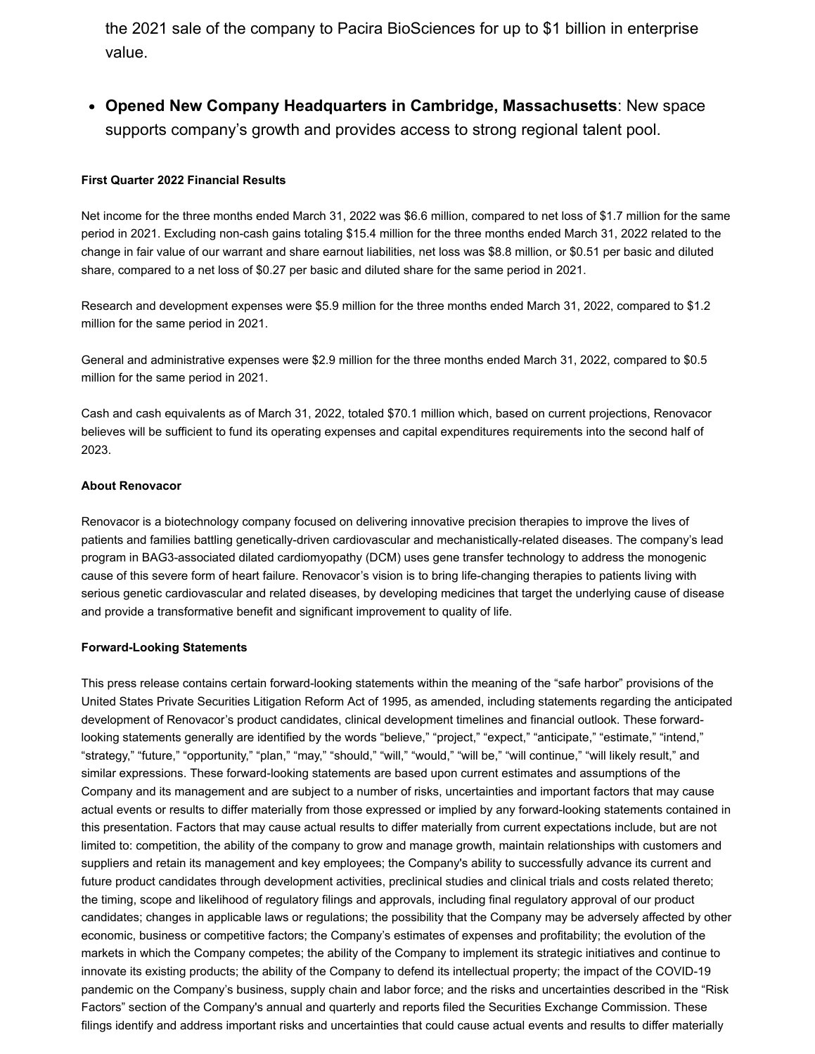the 2021 sale of the company to Pacira BioSciences for up to $1 billion in enterprise value.

- **Opened New Company Headquarters in Cambridge, Massachusetts**: New space supports company's growth and provides access to strong regional talent pool.

**First Quarter 2022 Financial Results**

Net income for the three months ended March 31, 2022 was $6.6 million, compared to net loss of $1.7 million for the same period in 2021. Excluding non-cash gains totaling $15.4 million for the three months ended March 31, 2022 related to the change in fair value of our warrant and share earnout liabilities, net loss was $8.8 million, or $0.51 per basic and diluted share, compared to a net loss of $0.27 per basic and diluted share for the same period in 2021.

Research and development expenses were $5.9 million for the three months ended March 31, 2022, compared to $1.2 million for the same period in 2021.

General and administrative expenses were $2.9 million for the three months ended March 31, 2022, compared to $0.5 million for the same period in 2021.

Cash and cash equivalents as of March 31, 2022, totaled $70.1 million which, based on current projections, Renovacor believes will be sufficient to fund its operating expenses and capital expenditures requirements into the second half of 2023.

**About Renovacor**

Renovacor is a biotechnology company focused on delivering innovative precision therapies to improve the lives of patients and families battling genetically-driven cardiovascular and mechanistically-related diseases. The company's lead program in BAG3-associated dilated cardiomyopathy (DCM) uses gene transfer technology to address the monogenic cause of this severe form of heart failure. Renovacor's vision is to bring life-changing therapies to patients living with serious genetic cardiovascular and related diseases, by developing medicines that target the underlying cause of disease and provide a transformative benefit and significant improvement to quality of life.

**Forward-Looking Statements**

This press release contains certain forward-looking statements within the meaning of the "safe harbor" provisions of the United States Private Securities Litigation Reform Act of 1995, as amended, including statements regarding the anticipated development of Renovacor's product candidates, clinical development timelines and financial outlook. These forward-looking statements generally are identified by the words "believe," "project," "expect," "anticipate," "estimate," "intend," "strategy," "future," "opportunity," "plan," "may," "should," "will," "would," "will be," "will continue," "will likely result," and similar expressions. These forward-looking statements are based upon current estimates and assumptions of the Company and its management and are subject to a number of risks, uncertainties and important factors that may cause actual events or results to differ materially from those expressed or implied by any forward-looking statements contained in this presentation. Factors that may cause actual results to differ materially from current expectations include, but are not limited to: competition, the ability of the company to grow and manage growth, maintain relationships with customers and suppliers and retain its management and key employees; the Company's ability to successfully advance its current and future product candidates through development activities, preclinical studies and clinical trials and costs related thereto; the timing, scope and likelihood of regulatory filings and approvals, including final regulatory approval of our product candidates; changes in applicable laws or regulations; the possibility that the Company may be adversely affected by other economic, business or competitive factors; the Company's estimates of expenses and profitability; the evolution of the markets in which the Company competes; the ability of the Company to implement its strategic initiatives and continue to innovate its existing products; the ability of the Company to defend its intellectual property; the impact of the COVID-19 pandemic on the Company's business, supply chain and labor force; and the risks and uncertainties described in the "Risk Factors" section of the Company's annual and quarterly and reports filed the Securities Exchange Commission. These filings identify and address important risks and uncertainties that could cause actual events and results to differ materially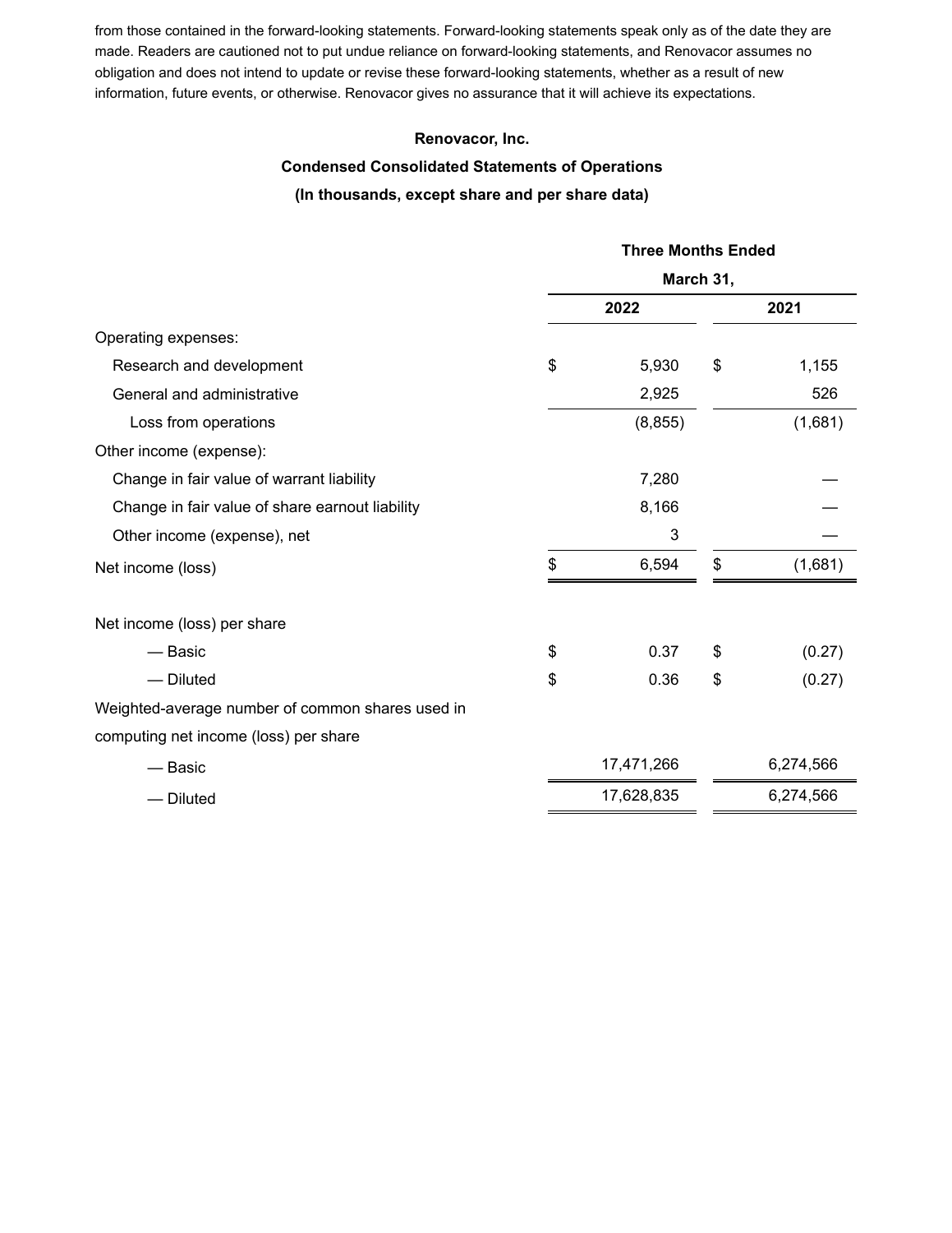from those contained in the forward-looking statements. Forward-looking statements speak only as of the date they are made. Readers are cautioned not to put undue reliance on forward-looking statements, and Renovacor assumes no obligation and does not intend to update or revise these forward-looking statements, whether as a result of new information, future events, or otherwise. Renovacor gives no assurance that it will achieve its expectations.

**Renovacor, Inc.**

**Condensed Consolidated Statements of Operations**

**(In thousands, except share and per share data)**

| | Three Months Ended March 31, | |
|---|---|---|
| | **2022** | **2021** |
| Operating expenses: | | |
| Research and development | $ 5,930 | $ 1,155 |
| General and administrative | 2,925 | 526 |
| Loss from operations | (8,855) | (1,681) |
| Other income (expense): | | |
| Change in fair value of warrant liability | 7,280 | — |
| Change in fair value of share earnout liability | 8,166 | — |
| Other income (expense), net | 3 | — |
| Net income (loss) | $ 6,594 | $ (1,681) |
| | | |
| Net income (loss) per share | | |
| — Basic | $ 0.37 | $ (0.27) |
| — Diluted | $ 0.36 | $ (0.27) |
| Weighted-average number of common shares used in computing net income (loss) per share | | |
| — Basic | 17,471,266 | 6,274,566 |
| — Diluted | 17,628,835 | 6,274,566 |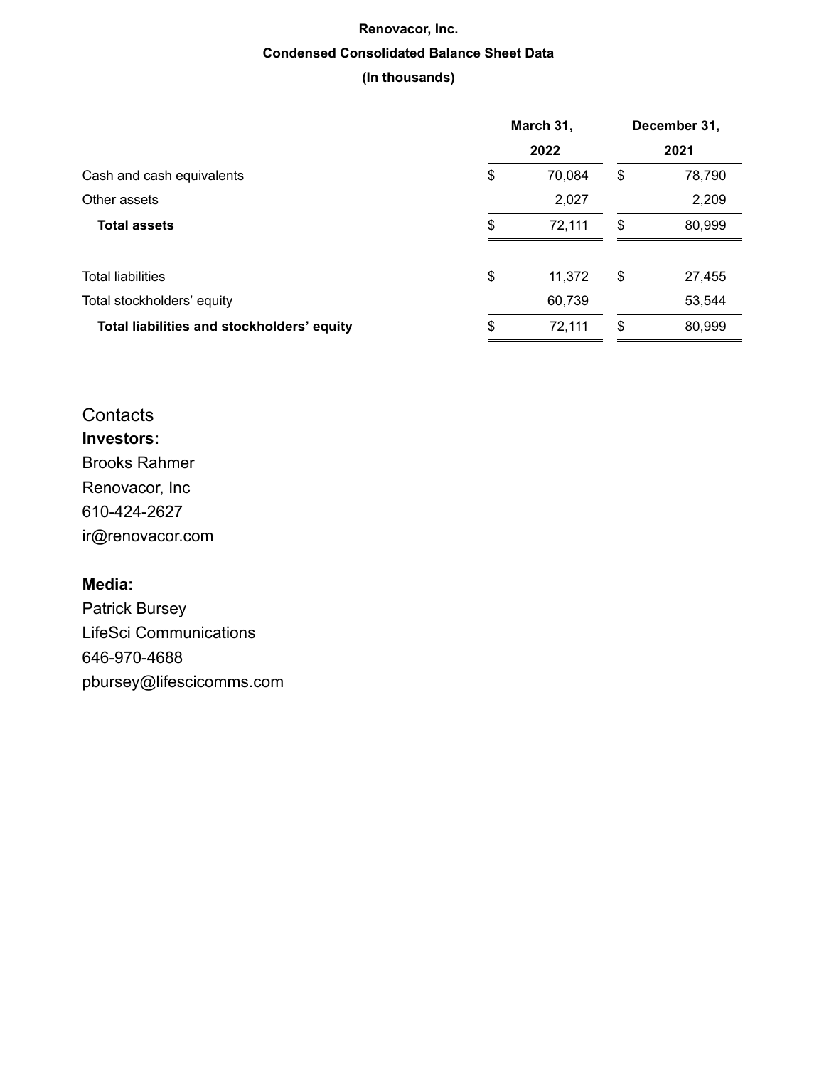**Renovacor, Inc.**

**Condensed Consolidated Balance Sheet Data**

**(In thousands)**

| | March 31, 2022 | December 31, 2021 |
|---|---|---|
| Cash and cash equivalents | $ 70,084 | $ 78,790 |
| Other assets | 2,027 | 2,209 |
| **Total assets** | $ 72,111 | $ 80,999 |
| | | |
| Total liabilities | $ 11,372 | $ 27,455 |
| Total stockholders' equity | 60,739 | 53,544 |
| **Total liabilities and stockholders' equity** | $ 72,111 | $ 80,999 |

Contacts

**Investors:**

Brooks Rahmer
Renovacor, Inc
610-424-2627
ir@renovacor.com

**Media:**

Patrick Bursey
LifeSci Communications
646-970-4688
pbursey@lifescicomms.com